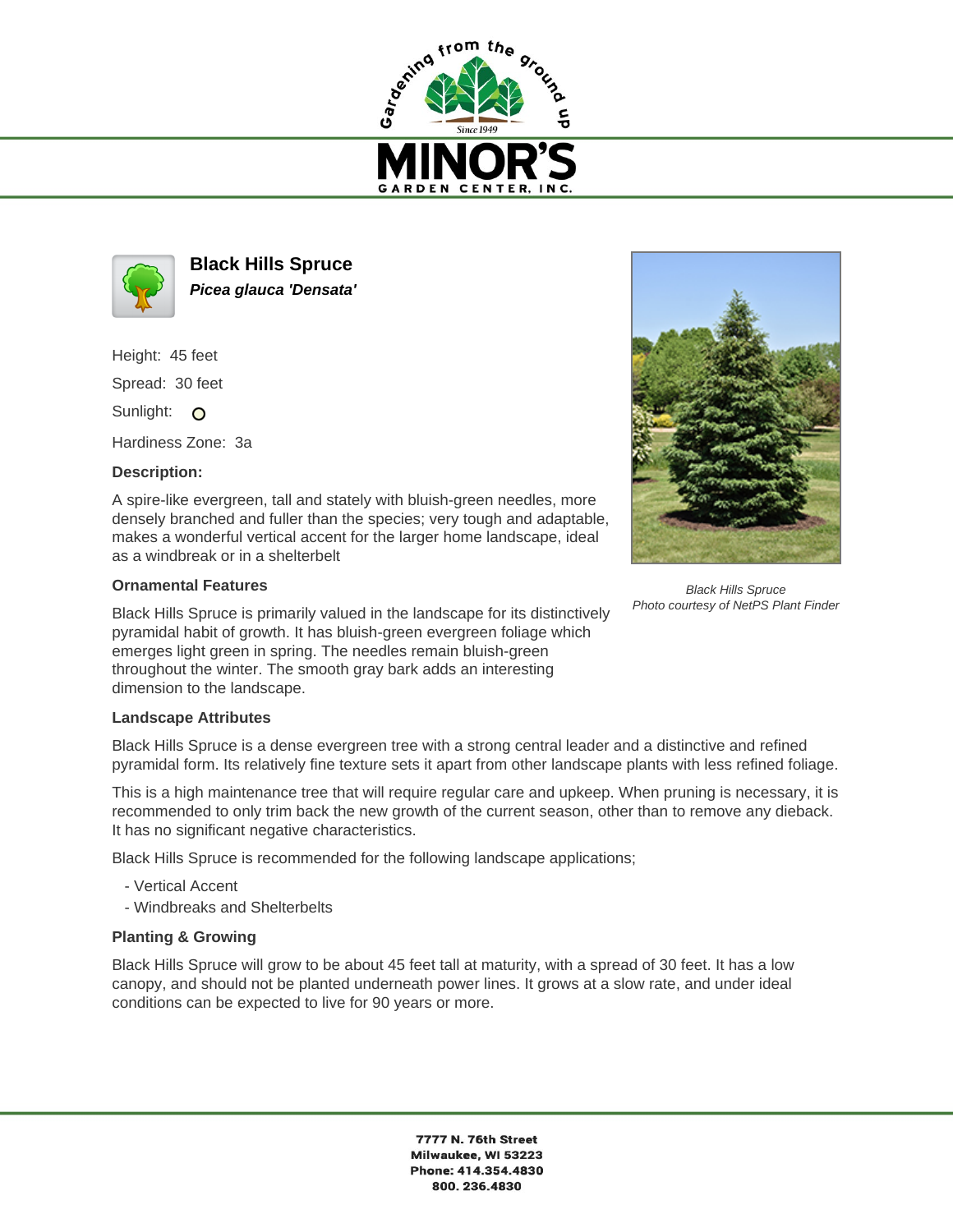# Black Hills Spruce

***Picea glauca 'Densata'***

Height: 45 feet

Spread: 30 feet

Sunlight: ○

Hardiness Zone: 3a

**Description:**

A spire-like evergreen, tall and stately with bluish-green needles, more densely branched and fuller than the species; very tough and adaptable, makes a wonderful vertical accent for the larger home landscape, ideal as a windbreak or in a shelterbelt

*Black Hills Spruce*
*Photo courtesy of NetPS Plant Finder*

### Ornamental Features

Black Hills Spruce is primarily valued in the landscape for its distinctively pyramidal habit of growth. It has bluish-green evergreen foliage which emerges light green in spring. The needles remain bluish-green throughout the winter. The smooth gray bark adds an interesting dimension to the landscape.

### Landscape Attributes

Black Hills Spruce is a dense evergreen tree with a strong central leader and a distinctive and refined pyramidal form. Its relatively fine texture sets it apart from other landscape plants with less refined foliage.

This is a high maintenance tree that will require regular care and upkeep. When pruning is necessary, it is recommended to only trim back the new growth of the current season, other than to remove any dieback. It has no significant negative characteristics.

Black Hills Spruce is recommended for the following landscape applications;

- Vertical Accent
- Windbreaks and Shelterbelts

### Planting & Growing

Black Hills Spruce will grow to be about 45 feet tall at maturity, with a spread of 30 feet. It has a low canopy, and should not be planted underneath power lines. It grows at a slow rate, and under ideal conditions can be expected to live for 90 years or more.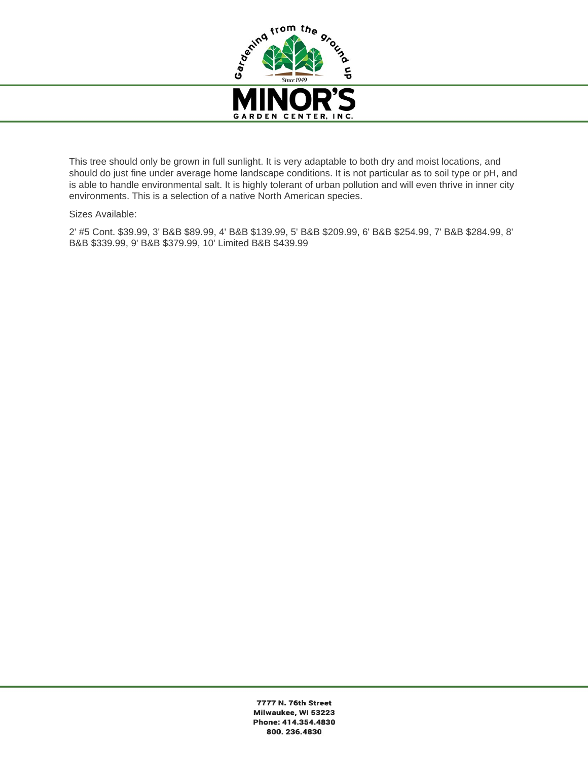This tree should only be grown in full sunlight. It is very adaptable to both dry and moist locations, and should do just fine under average home landscape conditions. It is not particular as to soil type or pH, and is able to handle environmental salt. It is highly tolerant of urban pollution and will even thrive in inner city environments. This is a selection of a native North American species.

Sizes Available:

2' #5 Cont. $39.99, 3' B&B $89.99, 4' B&B $139.99, 5' B&B $209.99, 6' B&B $254.99, 7' B&B $284.99, 8' B&B $339.99, 9' B&B $379.99, 10' Limited B&B $439.99